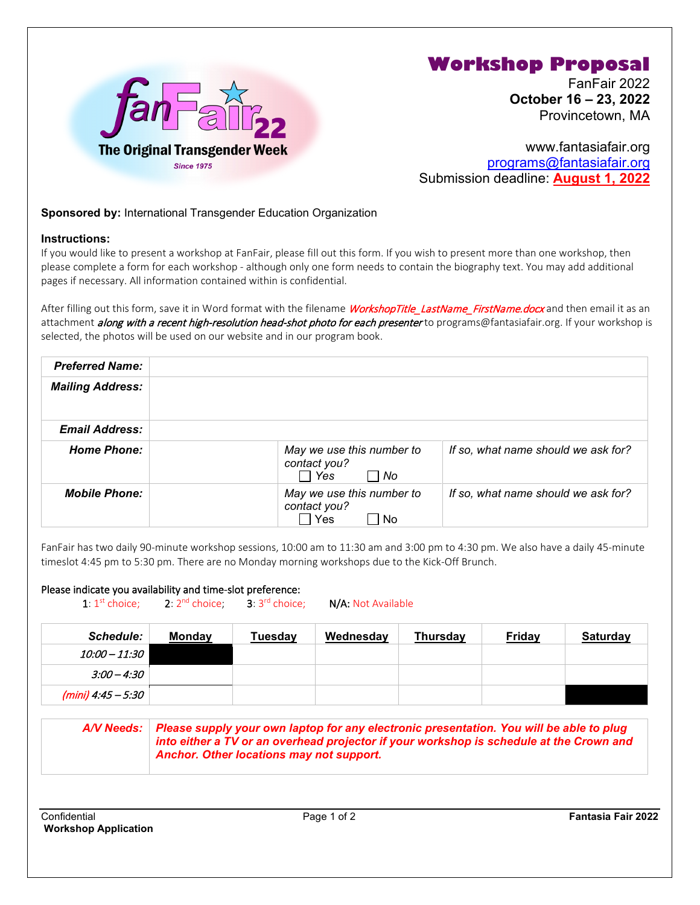fanFair22
The Original Transgender Week
Since 1975

# Workshop Proposal

FanFair 2022
**October 16 – 23, 2022**
Provincetown, MA

www.fantasiafair.org
programs@fantasiafair.org
Submission deadline: **August 1, 2022**

**Sponsored by:** International Transgender Education Organization

**Instructions:**
If you would like to present a workshop at FanFair, please fill out this form. If you wish to present more than one workshop, then please complete a form for each workshop - although only one form needs to contain the biography text. You may add additional pages if necessary. All information contained within is confidential.

After filling out this form, save it in Word format with the filename *WorkshopTitle_LastName_FirstName.docx* and then email it as an attachment *along with a recent high-resolution head-shot photo for each presenter* to programs@fantasiafair.org. If your workshop is selected, the photos will be used on our website and in our program book.

| | | | |
|---|---|---|---|
| ***Preferred Name:*** | | | |
| ***Mailing Address:*** | | | |
| ***Email Address:*** | | | |
| ***Home Phone:*** | | *May we use this number to contact you?* ☐ Yes ☐ No | *If so, what name should we ask for?* |
| ***Mobile Phone:*** | | *May we use this number to contact you?* ☐ Yes ☐ No | *If so, what name should we ask for?* |

FanFair has two daily 90-minute workshop sessions, 10:00 am to 11:30 am and 3:00 pm to 4:30 pm. We also have a daily 45-minute timeslot 4:45 pm to 5:30 pm. There are no Monday morning workshops due to the Kick-Off Brunch.

Please indicate you availability and time-slot preference:

1: 1st choice; 2: 2nd choice; 3: 3rd choice; N/A: Not Available

| ***Schedule:*** | **Monday** | **Tuesday** | **Wednesday** | **Thursday** | **Friday** | **Saturday** |
|---|---|---|---|---|---|---|
| *10:00 – 11:30* | ■ | | | | | |
| *3:00 – 4:30* | | | | | | |
| *(mini) 4:45 – 5:30* | | | | | | ■ |

| | |
|---|---|
| ***A/V Needs:*** | ***Please supply your own laptop for any electronic presentation. You will be able to plug into either a TV or an overhead projector if your workshop is schedule at the Crown and Anchor. Other locations may not support.*** |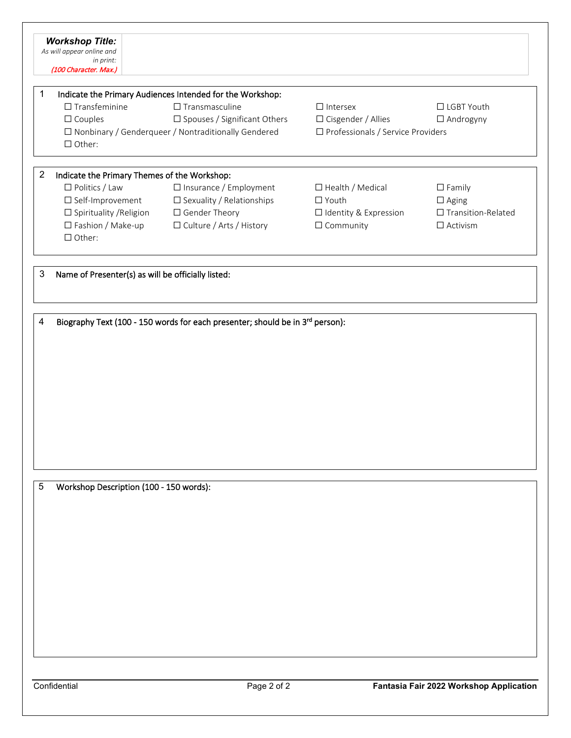| **Workshop Title:** *As will appear online and in print:* *(100 Character. Max.)* | |
|---|---|

1 Indicate the Primary Audiences Intended for the Workshop:

☐ Transfeminine ☐ Transmasculine ☐ Intersex ☐ LGBT Youth
☐ Couples ☐ Spouses / Significant Others ☐ Cisgender / Allies ☐ Androgyny
☐ Nonbinary / Genderqueer / Nontraditionally Gendered ☐ Professionals / Service Providers
☐ Other:

2 Indicate the Primary Themes of the Workshop:

☐ Politics / Law ☐ Insurance / Employment ☐ Health / Medical ☐ Family
☐ Self-Improvement ☐ Sexuality / Relationships ☐ Youth ☐ Aging
☐ Spirituality /Religion ☐ Gender Theory ☐ Identity & Expression ☐ Transition-Related
☐ Fashion / Make-up ☐ Culture / Arts / History ☐ Community ☐ Activism
☐ Other:

3 Name of Presenter(s) as will be officially listed:

4 Biography Text (100 - 150 words for each presenter; should be in 3rd person):

5 Workshop Description (100 - 150 words):